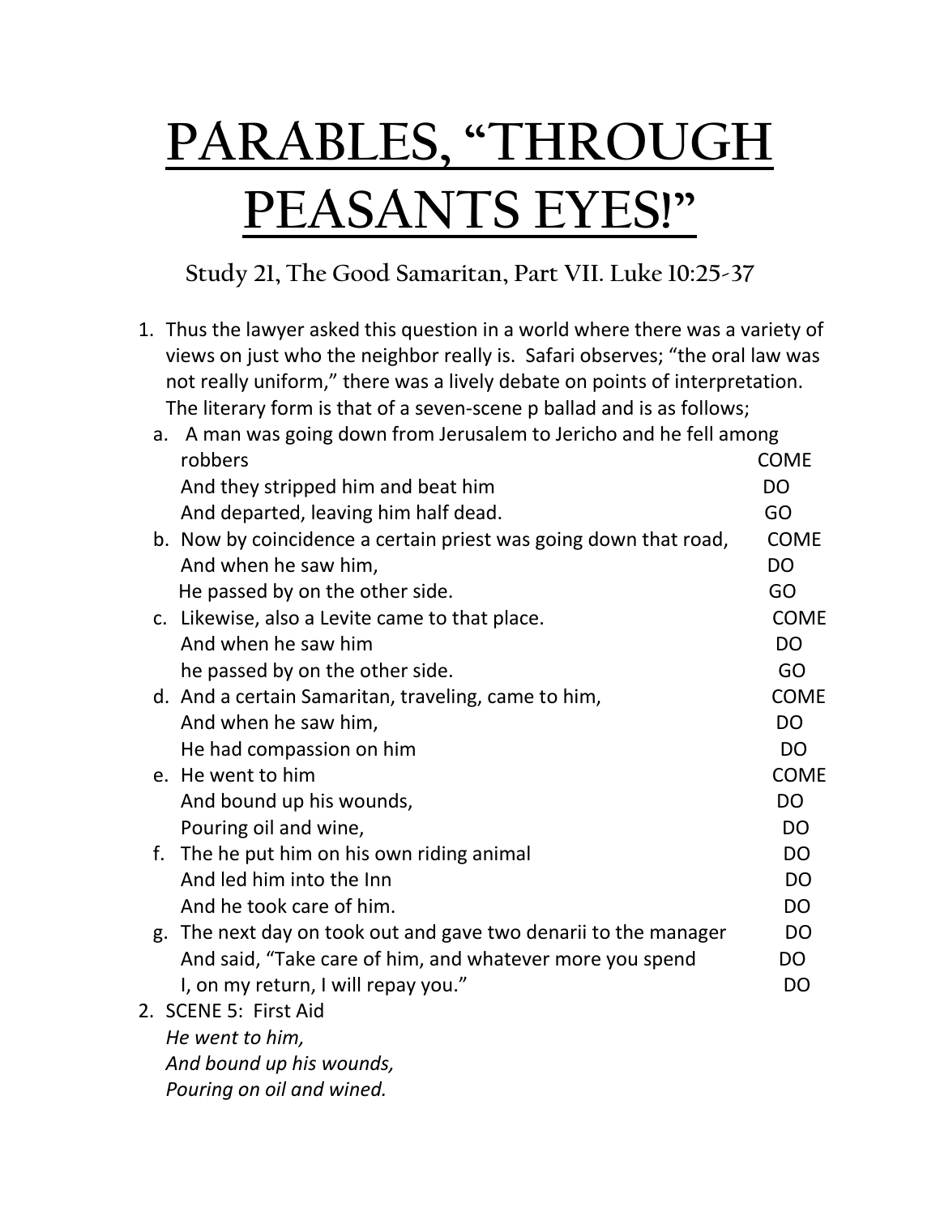# PARABLES, "THROUGH PEASANTS EYES!"

### Study 21, The Good Samaritan, Part VII. Luke 10:25-37

1. Thus the lawyer asked this question in a world where there was a variety of views on just who the neighbor really is. Safari observes; "the oral law was not really uniform," there was a lively debate on points of interpretation. The literary form is that of a seven-scene p ballad and is as follows;

   a. A man was going down from Jerusalem to Jericho and he fell among robbers COME
      And they stripped him and beat him DO
      And departed, leaving him half dead. GO

   b. Now by coincidence a certain priest was going down that road, COME
      And when he saw him, DO
      He passed by on the other side. GO

   c. Likewise, also a Levite came to that place. COME
      And when he saw him DO
      he passed by on the other side. GO

   d. And a certain Samaritan, traveling, came to him, COME
      And when he saw him, DO
      He had compassion on him DO

   e. He went to him COME
      And bound up his wounds, DO
      Pouring oil and wine, DO

   f. The he put him on his own riding animal DO
      And led him into the Inn DO
      And he took care of him. DO

   g. The next day on took out and gave two denarii to the manager DO
      And said, "Take care of him, and whatever more you spend DO
      I, on my return, I will repay you." DO

2. SCENE 5: First Aid
   *He went to him,*
   *And bound up his wounds,*
   *Pouring on oil and wined.*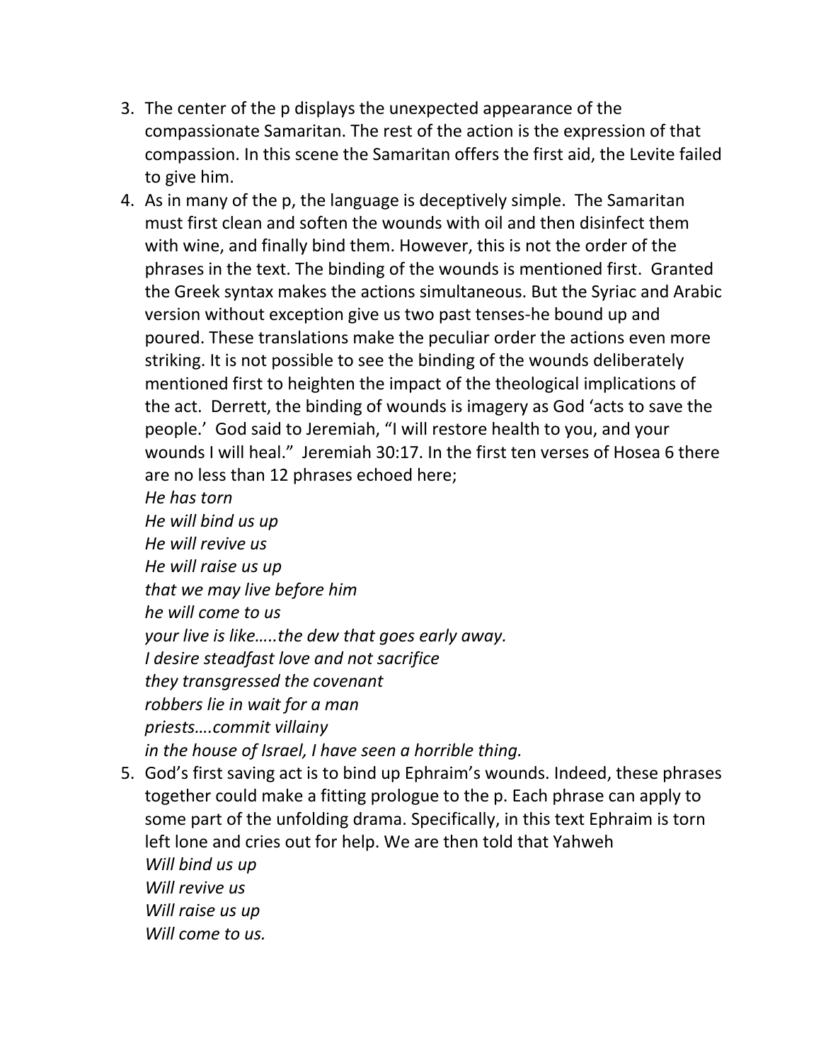3. The center of the p displays the unexpected appearance of the compassionate Samaritan. The rest of the action is the expression of that compassion. In this scene the Samaritan offers the first aid, the Levite failed to give him.
4. As in many of the p, the language is deceptively simple. The Samaritan must first clean and soften the wounds with oil and then disinfect them with wine, and finally bind them. However, this is not the order of the phrases in the text. The binding of the wounds is mentioned first. Granted the Greek syntax makes the actions simultaneous. But the Syriac and Arabic version without exception give us two past tenses-he bound up and poured. These translations make the peculiar order the actions even more striking. It is not possible to see the binding of the wounds deliberately mentioned first to heighten the impact of the theological implications of the act. Derrett, the binding of wounds is imagery as God 'acts to save the people.' God said to Jeremiah, "I will restore health to you, and your wounds I will heal." Jeremiah 30:17. In the first ten verses of Hosea 6 there are no less than 12 phrases echoed here;
   *He has torn*
   *He will bind us up*
   *He will revive us*
   *He will raise us up*
   *that we may live before him*
   *he will come to us*
   *your live is like…..the dew that goes early away.*
   *I desire steadfast love and not sacrifice*
   *they transgressed the covenant*
   *robbers lie in wait for a man*
   *priests….commit villainy*
   *in the house of Israel, I have seen a horrible thing.*
5. God's first saving act is to bind up Ephraim's wounds. Indeed, these phrases together could make a fitting prologue to the p. Each phrase can apply to some part of the unfolding drama. Specifically, in this text Ephraim is torn left lone and cries out for help. We are then told that Yahweh
   *Will bind us up*
   *Will revive us*
   *Will raise us up*
   *Will come to us.*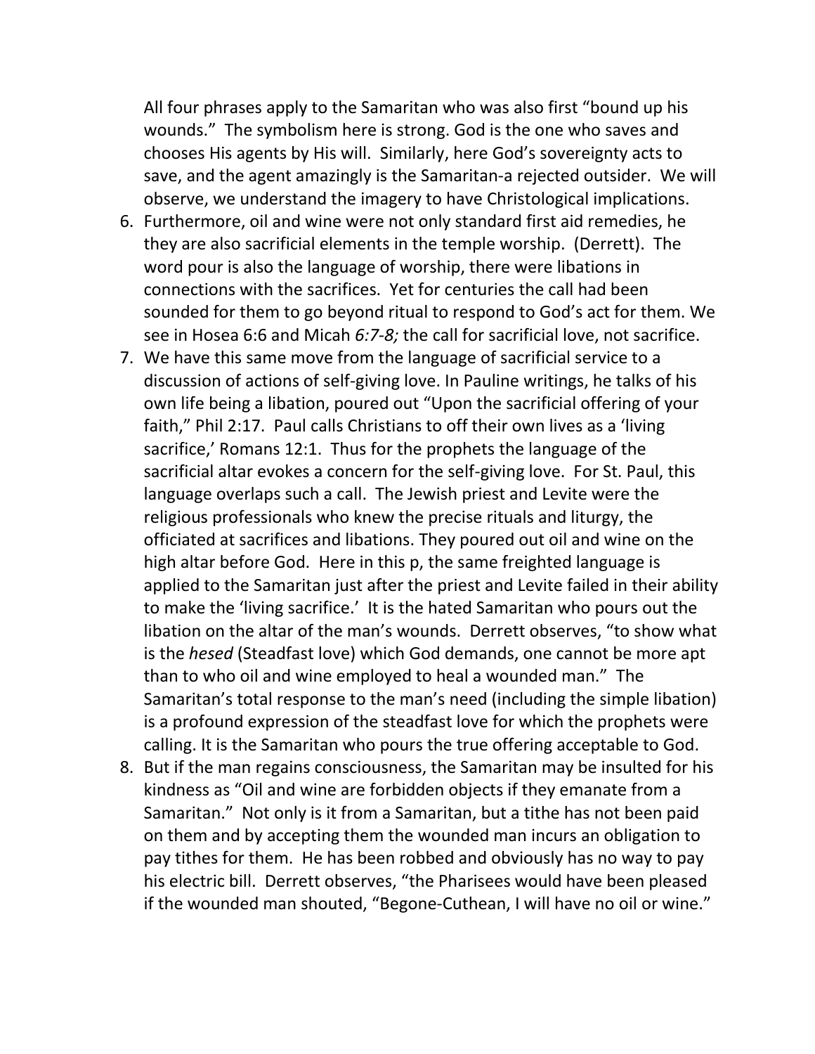All four phrases apply to the Samaritan who was also first "bound up his wounds." The symbolism here is strong. God is the one who saves and chooses His agents by His will. Similarly, here God's sovereignty acts to save, and the agent amazingly is the Samaritan-a rejected outsider. We will observe, we understand the imagery to have Christological implications.

6. Furthermore, oil and wine were not only standard first aid remedies, he they are also sacrificial elements in the temple worship. (Derrett). The word pour is also the language of worship, there were libations in connections with the sacrifices. Yet for centuries the call had been sounded for them to go beyond ritual to respond to God's act for them. We see in Hosea 6:6 and Micah *6:7-8;* the call for sacrificial love, not sacrifice.
7. We have this same move from the language of sacrificial service to a discussion of actions of self-giving love. In Pauline writings, he talks of his own life being a libation, poured out "Upon the sacrificial offering of your faith," Phil 2:17. Paul calls Christians to off their own lives as a 'living sacrifice,' Romans 12:1. Thus for the prophets the language of the sacrificial altar evokes a concern for the self-giving love. For St. Paul, this language overlaps such a call. The Jewish priest and Levite were the religious professionals who knew the precise rituals and liturgy, the officiated at sacrifices and libations. They poured out oil and wine on the high altar before God. Here in this p, the same freighted language is applied to the Samaritan just after the priest and Levite failed in their ability to make the 'living sacrifice.' It is the hated Samaritan who pours out the libation on the altar of the man's wounds. Derrett observes, "to show what is the *hesed* (Steadfast love) which God demands, one cannot be more apt than to who oil and wine employed to heal a wounded man." The Samaritan's total response to the man's need (including the simple libation) is a profound expression of the steadfast love for which the prophets were calling. It is the Samaritan who pours the true offering acceptable to God.
8. But if the man regains consciousness, the Samaritan may be insulted for his kindness as "Oil and wine are forbidden objects if they emanate from a Samaritan." Not only is it from a Samaritan, but a tithe has not been paid on them and by accepting them the wounded man incurs an obligation to pay tithes for them. He has been robbed and obviously has no way to pay his electric bill. Derrett observes, "the Pharisees would have been pleased if the wounded man shouted, "Begone-Cuthean, I will have no oil or wine."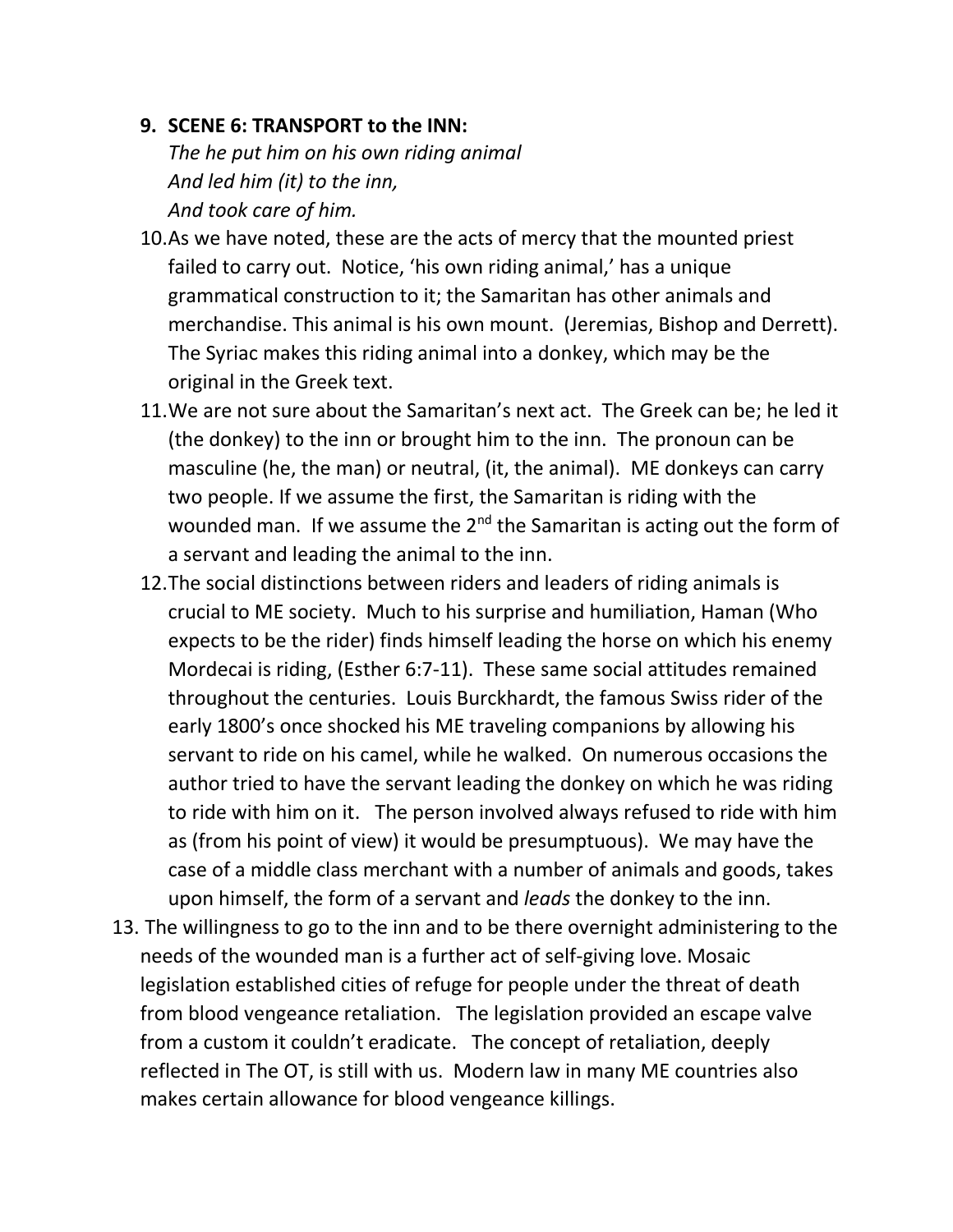9. **SCENE 6: TRANSPORT to the INN:**
   *The he put him on his own riding animal*
   *And led him (it) to the inn,*
   *And took care of him.*
10. As we have noted, these are the acts of mercy that the mounted priest failed to carry out. Notice, 'his own riding animal,' has a unique grammatical construction to it; the Samaritan has other animals and merchandise. This animal is his own mount. (Jeremias, Bishop and Derrett). The Syriac makes this riding animal into a donkey, which may be the original in the Greek text.
11. We are not sure about the Samaritan's next act. The Greek can be; he led it (the donkey) to the inn or brought him to the inn. The pronoun can be masculine (he, the man) or neutral, (it, the animal). ME donkeys can carry two people. If we assume the first, the Samaritan is riding with the wounded man. If we assume the 2nd the Samaritan is acting out the form of a servant and leading the animal to the inn.
12. The social distinctions between riders and leaders of riding animals is crucial to ME society. Much to his surprise and humiliation, Haman (Who expects to be the rider) finds himself leading the horse on which his enemy Mordecai is riding, (Esther 6:7-11). These same social attitudes remained throughout the centuries. Louis Burckhardt, the famous Swiss rider of the early 1800's once shocked his ME traveling companions by allowing his servant to ride on his camel, while he walked. On numerous occasions the author tried to have the servant leading the donkey on which he was riding to ride with him on it. The person involved always refused to ride with him as (from his point of view) it would be presumptuous). We may have the case of a middle class merchant with a number of animals and goods, takes upon himself, the form of a servant and *leads* the donkey to the inn.
13. The willingness to go to the inn and to be there overnight administering to the needs of the wounded man is a further act of self-giving love. Mosaic legislation established cities of refuge for people under the threat of death from blood vengeance retaliation. The legislation provided an escape valve from a custom it couldn't eradicate. The concept of retaliation, deeply reflected in The OT, is still with us. Modern law in many ME countries also makes certain allowance for blood vengeance killings.